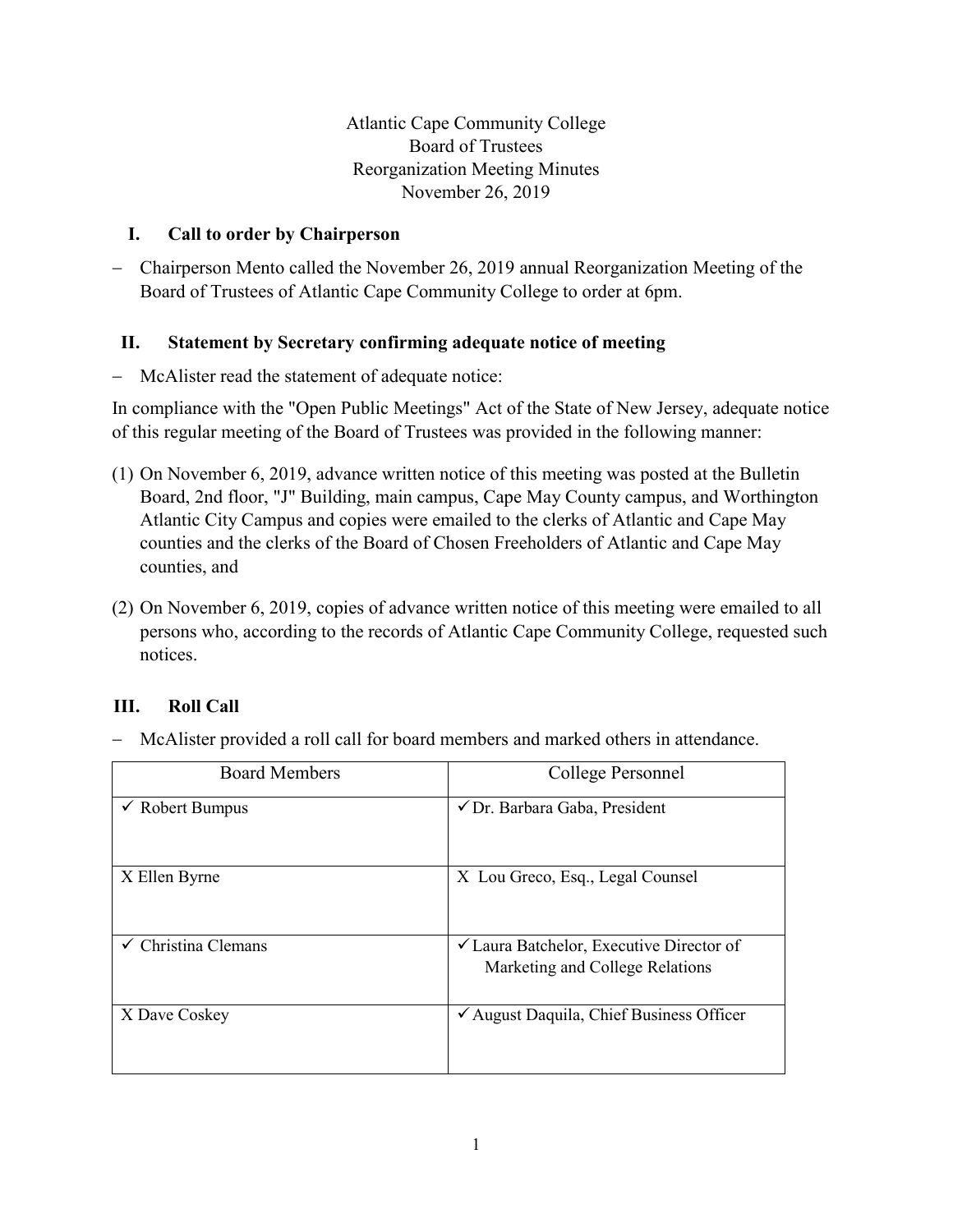Atlantic Cape Community College
Board of Trustees
Reorganization Meeting Minutes
November 26, 2019

## I. Call to order by Chairperson

- Chairperson Mento called the November 26, 2019 annual Reorganization Meeting of the Board of Trustees of Atlantic Cape Community College to order at 6pm.

## II. Statement by Secretary confirming adequate notice of meeting

- McAlister read the statement of adequate notice:

In compliance with the "Open Public Meetings" Act of the State of New Jersey, adequate notice of this regular meeting of the Board of Trustees was provided in the following manner:

(1) On November 6, 2019, advance written notice of this meeting was posted at the Bulletin Board, 2nd floor, "J" Building, main campus, Cape May County campus, and Worthington Atlantic City Campus and copies were emailed to the clerks of Atlantic and Cape May counties and the clerks of the Board of Chosen Freeholders of Atlantic and Cape May counties, and

(2) On November 6, 2019, copies of advance written notice of this meeting were emailed to all persons who, according to the records of Atlantic Cape Community College, requested such notices.

## III. Roll Call

- McAlister provided a roll call for board members and marked others in attendance.

| Board Members | College Personnel |
|---|---|
| ✓ Robert Bumpus | ✓ Dr. Barbara Gaba, President |
| X Ellen Byrne | X Lou Greco, Esq., Legal Counsel |
| ✓ Christina Clemans | ✓ Laura Batchelor, Executive Director of Marketing and College Relations |
| X Dave Coskey | ✓ August Daquila, Chief Business Officer |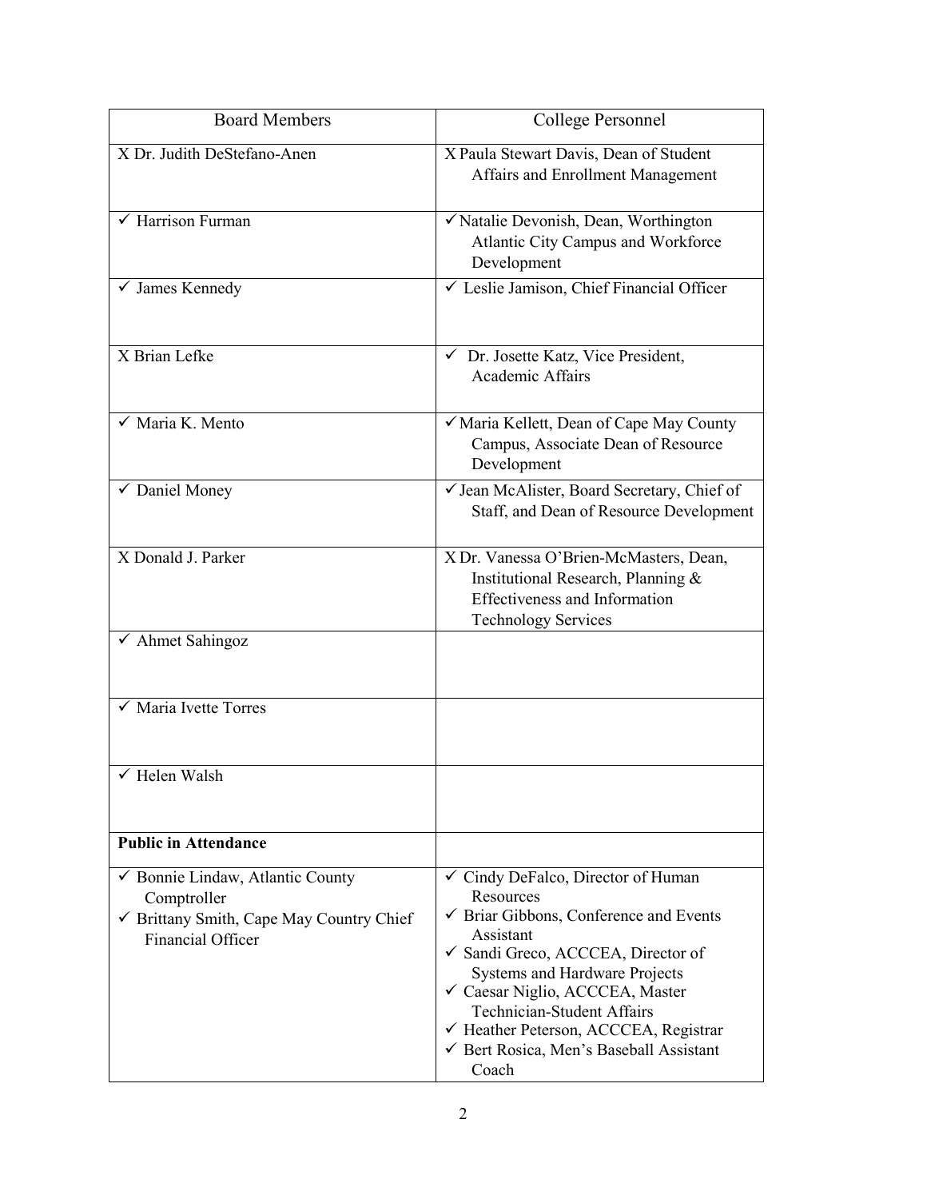| Board Members | College Personnel |
|---|---|
| X Dr. Judith DeStefano-Anen | X Paula Stewart Davis, Dean of Student Affairs and Enrollment Management |
| ✓ Harrison Furman | ✓ Natalie Devonish, Dean, Worthington Atlantic City Campus and Workforce Development |
| ✓ James Kennedy | ✓ Leslie Jamison, Chief Financial Officer |
| X Brian Lefke | ✓ Dr. Josette Katz, Vice President, Academic Affairs |
| ✓ Maria K. Mento | ✓ Maria Kellett, Dean of Cape May County Campus, Associate Dean of Resource Development |
| ✓ Daniel Money | ✓ Jean McAlister, Board Secretary, Chief of Staff, and Dean of Resource Development |
| X Donald J. Parker | X Dr. Vanessa O'Brien-McMasters, Dean, Institutional Research, Planning & Effectiveness and Information Technology Services |
| ✓ Ahmet Sahingoz | |
| ✓ Maria Ivette Torres | |
| ✓ Helen Walsh | |
| **Public in Attendance** | |
| ✓ Bonnie Lindaw, Atlantic County Comptroller<br>✓ Brittany Smith, Cape May Country Chief Financial Officer | ✓ Cindy DeFalco, Director of Human Resources<br>✓ Briar Gibbons, Conference and Events Assistant<br>✓ Sandi Greco, ACCCEA, Director of Systems and Hardware Projects<br>✓ Caesar Niglio, ACCCEA, Master Technician-Student Affairs<br>✓ Heather Peterson, ACCCEA, Registrar<br>✓ Bert Rosica, Men's Baseball Assistant Coach |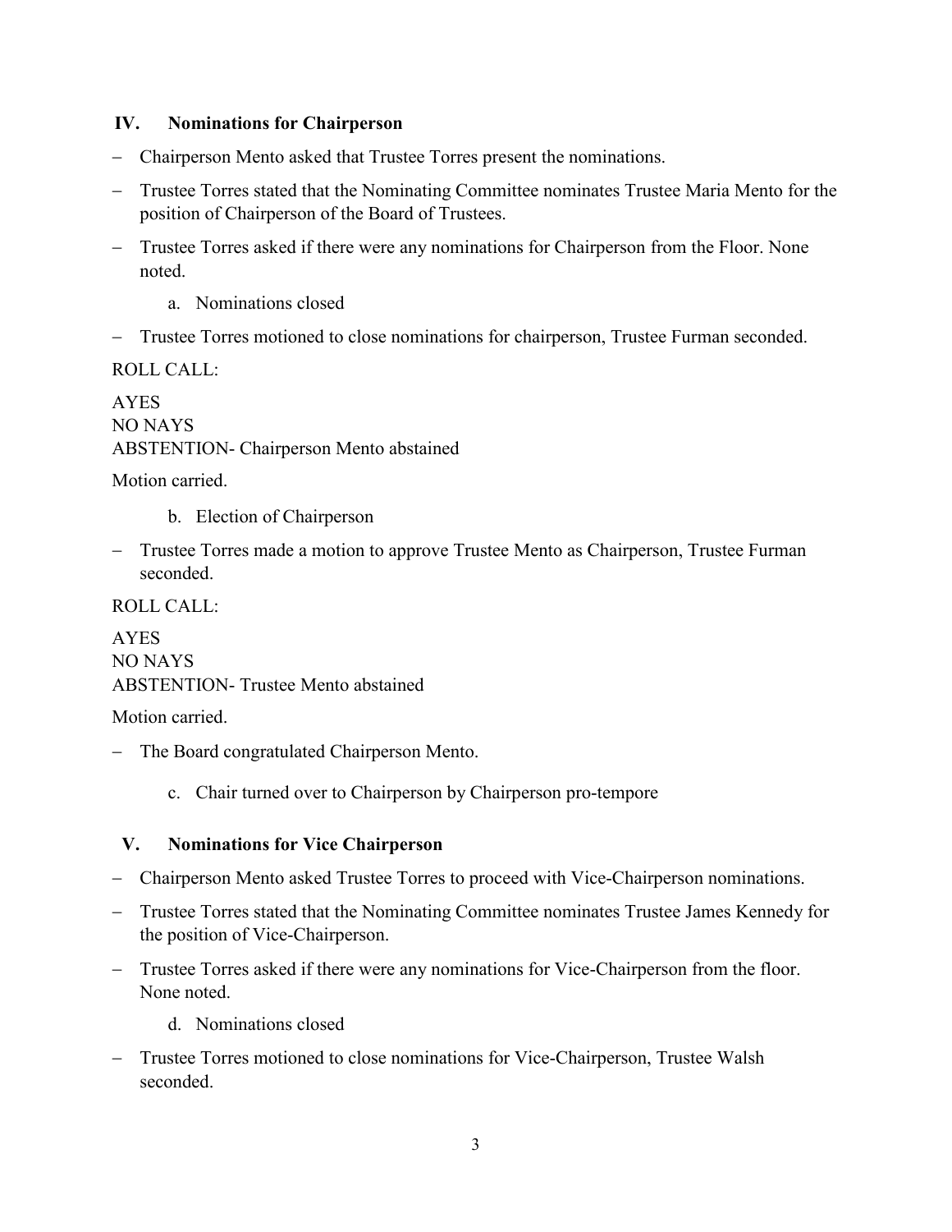## IV. Nominations for Chairperson

- Chairperson Mento asked that Trustee Torres present the nominations.
- Trustee Torres stated that the Nominating Committee nominates Trustee Maria Mento for the position of Chairperson of the Board of Trustees.
- Trustee Torres asked if there were any nominations for Chairperson from the Floor. None noted.

  a. Nominations closed

- Trustee Torres motioned to close nominations for chairperson, Trustee Furman seconded.

ROLL CALL:

AYES
NO NAYS
ABSTENTION- Chairperson Mento abstained

Motion carried.

  b. Election of Chairperson

- Trustee Torres made a motion to approve Trustee Mento as Chairperson, Trustee Furman seconded.

ROLL CALL:

AYES
NO NAYS
ABSTENTION- Trustee Mento abstained

Motion carried.

- The Board congratulated Chairperson Mento.

  c. Chair turned over to Chairperson by Chairperson pro-tempore

## V. Nominations for Vice Chairperson

- Chairperson Mento asked Trustee Torres to proceed with Vice-Chairperson nominations.
- Trustee Torres stated that the Nominating Committee nominates Trustee James Kennedy for the position of Vice-Chairperson.
- Trustee Torres asked if there were any nominations for Vice-Chairperson from the floor. None noted.

  d. Nominations closed

- Trustee Torres motioned to close nominations for Vice-Chairperson, Trustee Walsh seconded.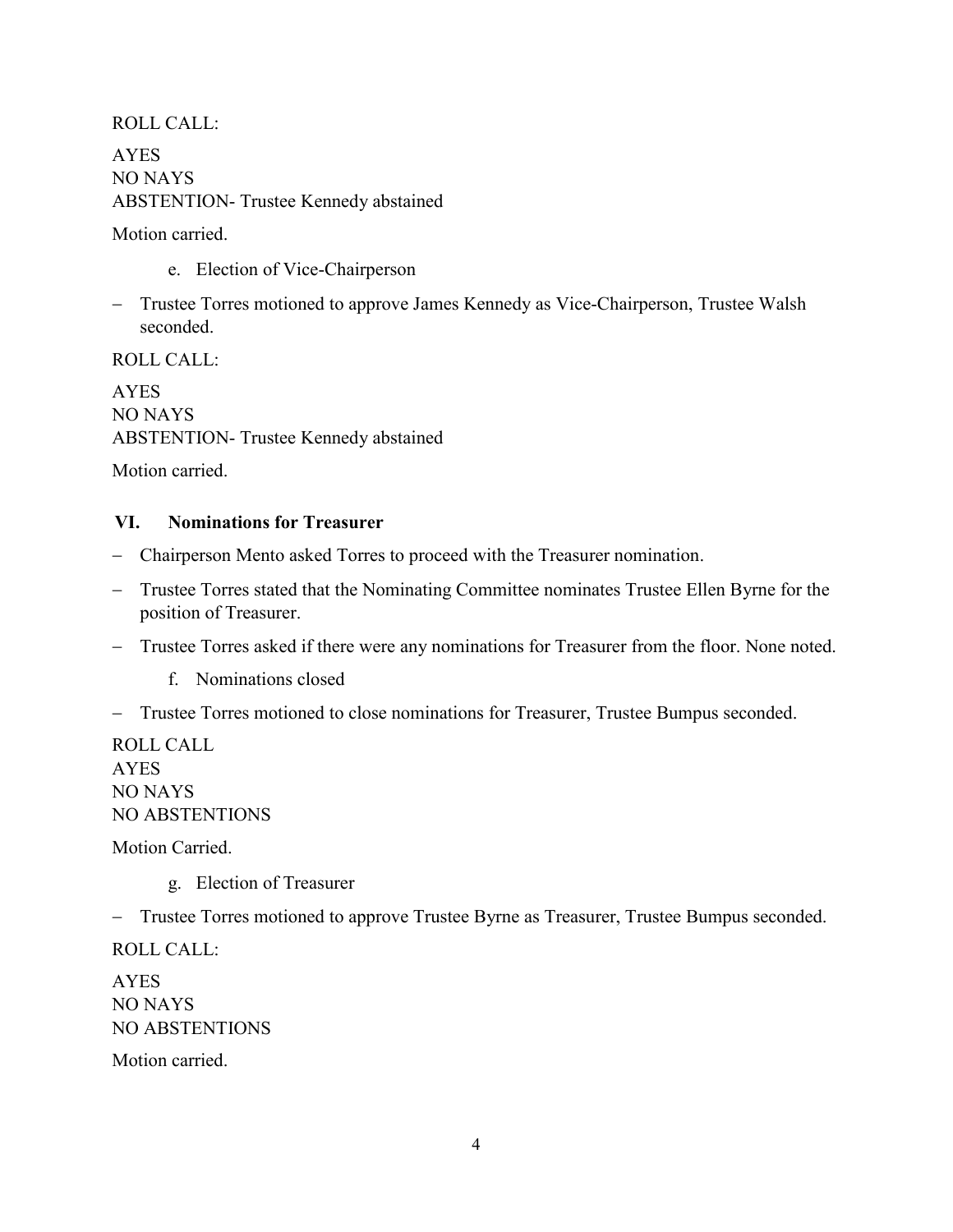ROLL CALL:

AYES
NO NAYS
ABSTENTION- Trustee Kennedy abstained

Motion carried.

e. Election of Vice-Chairperson

- Trustee Torres motioned to approve James Kennedy as Vice-Chairperson, Trustee Walsh seconded.

ROLL CALL:

AYES
NO NAYS
ABSTENTION- Trustee Kennedy abstained

Motion carried.

## VI. Nominations for Treasurer

- Chairperson Mento asked Torres to proceed with the Treasurer nomination.
- Trustee Torres stated that the Nominating Committee nominates Trustee Ellen Byrne for the position of Treasurer.
- Trustee Torres asked if there were any nominations for Treasurer from the floor. None noted.

f. Nominations closed

- Trustee Torres motioned to close nominations for Treasurer, Trustee Bumpus seconded.

ROLL CALL
AYES
NO NAYS
NO ABSTENTIONS

Motion Carried.

g. Election of Treasurer

- Trustee Torres motioned to approve Trustee Byrne as Treasurer, Trustee Bumpus seconded.

ROLL CALL:

AYES
NO NAYS
NO ABSTENTIONS

Motion carried.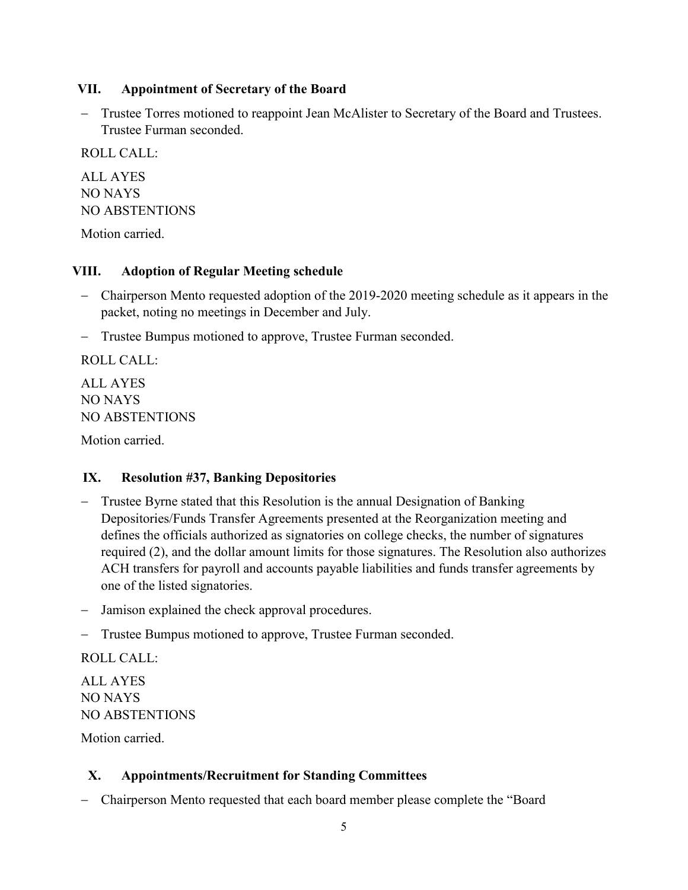## VII. Appointment of Secretary of the Board

- Trustee Torres motioned to reappoint Jean McAlister to Secretary of the Board and Trustees. Trustee Furman seconded.

ROLL CALL:

ALL AYES
NO NAYS
NO ABSTENTIONS

Motion carried.

## VIII. Adoption of Regular Meeting schedule

- Chairperson Mento requested adoption of the 2019-2020 meeting schedule as it appears in the packet, noting no meetings in December and July.
- Trustee Bumpus motioned to approve, Trustee Furman seconded.

ROLL CALL:

ALL AYES
NO NAYS
NO ABSTENTIONS

Motion carried.

## IX. Resolution #37, Banking Depositories

- Trustee Byrne stated that this Resolution is the annual Designation of Banking Depositories/Funds Transfer Agreements presented at the Reorganization meeting and defines the officials authorized as signatories on college checks, the number of signatures required (2), and the dollar amount limits for those signatures. The Resolution also authorizes ACH transfers for payroll and accounts payable liabilities and funds transfer agreements by one of the listed signatories.
- Jamison explained the check approval procedures.
- Trustee Bumpus motioned to approve, Trustee Furman seconded.

ROLL CALL:

ALL AYES
NO NAYS
NO ABSTENTIONS

Motion carried.

## X. Appointments/Recruitment for Standing Committees

- Chairperson Mento requested that each board member please complete the "Board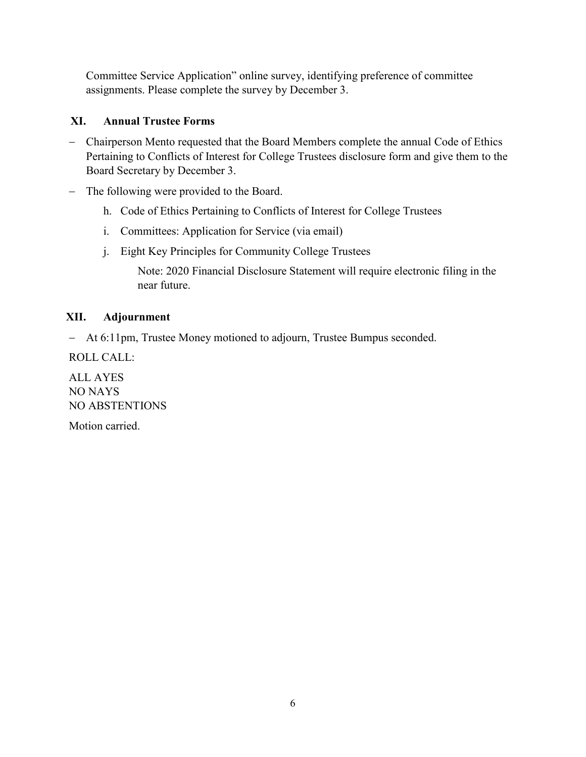Committee Service Application" online survey, identifying preference of committee assignments. Please complete the survey by December 3.

## XI. Annual Trustee Forms

- Chairperson Mento requested that the Board Members complete the annual Code of Ethics Pertaining to Conflicts of Interest for College Trustees disclosure form and give them to the Board Secretary by December 3.
- The following were provided to the Board.
  - h. Code of Ethics Pertaining to Conflicts of Interest for College Trustees
  - i. Committees: Application for Service (via email)
  - j. Eight Key Principles for Community College Trustees

    Note: 2020 Financial Disclosure Statement will require electronic filing in the near future.

## XII. Adjournment

- At 6:11pm, Trustee Money motioned to adjourn, Trustee Bumpus seconded.

ROLL CALL:

ALL AYES
NO NAYS
NO ABSTENTIONS

Motion carried.